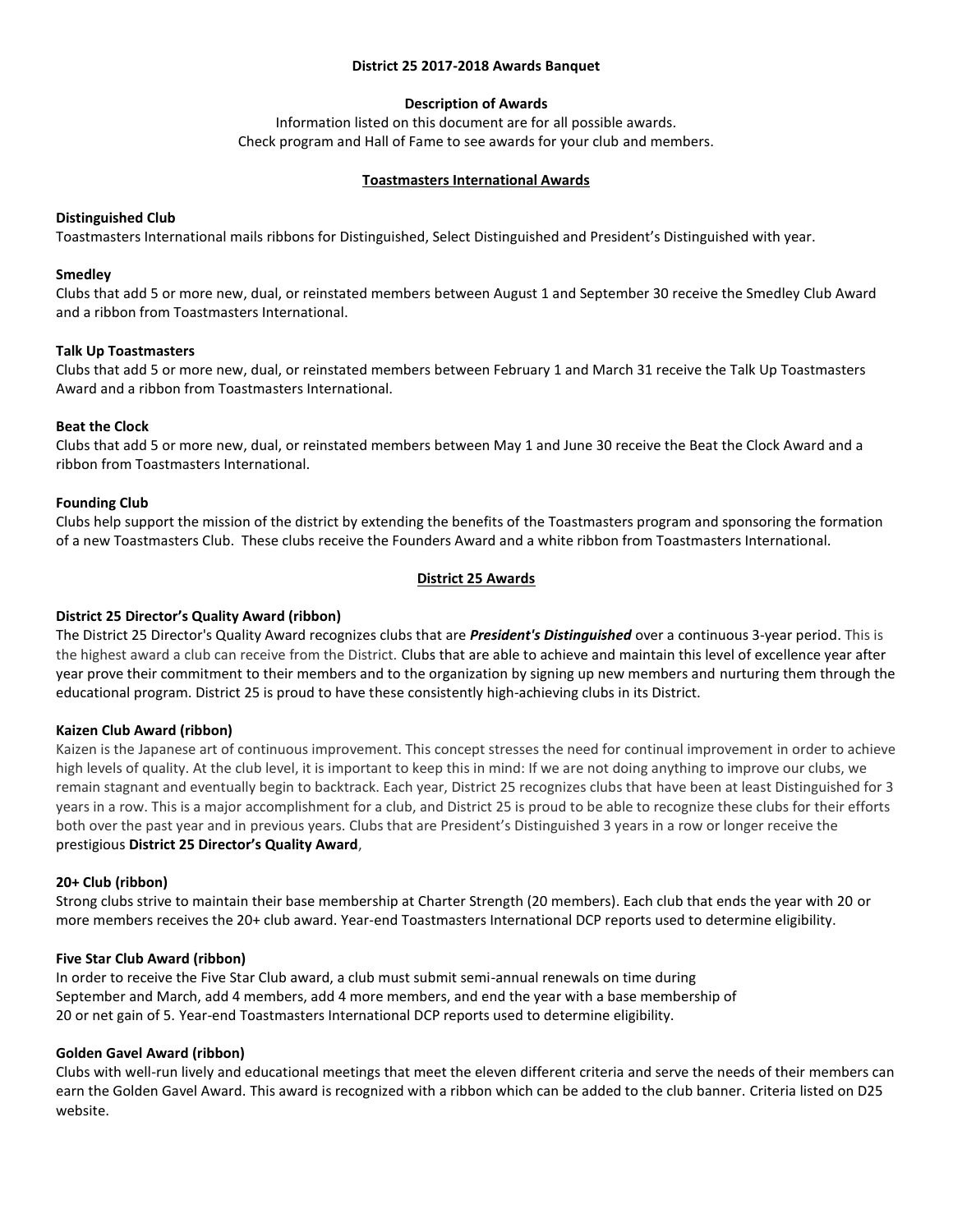# District 25 2017-2018 Awards Banquet

## Description of Awards

Information listed on this document are for all possible awards.
Check program and Hall of Fame to see awards for your club and members.

## Toastmasters International Awards

**Distinguished Club**

Toastmasters International mails ribbons for Distinguished, Select Distinguished and President's Distinguished with year.

**Smedley**

Clubs that add 5 or more new, dual, or reinstated members between August 1 and September 30 receive the Smedley Club Award and a ribbon from Toastmasters International.

**Talk Up Toastmasters**

Clubs that add 5 or more new, dual, or reinstated members between February 1 and March 31 receive the Talk Up Toastmasters Award and a ribbon from Toastmasters International.

**Beat the Clock**

Clubs that add 5 or more new, dual, or reinstated members between May 1 and June 30 receive the Beat the Clock Award and a ribbon from Toastmasters International.

**Founding Club**

Clubs help support the mission of the district by extending the benefits of the Toastmasters program and sponsoring the formation of a new Toastmasters Club. These clubs receive the Founders Award and a white ribbon from Toastmasters International.

## District 25 Awards

**District 25 Director's Quality Award (ribbon)**

The District 25 Director's Quality Award recognizes clubs that are ***President's Distinguished*** over a continuous 3-year period. This is the highest award a club can receive from the District. Clubs that are able to achieve and maintain this level of excellence year after year prove their commitment to their members and to the organization by signing up new members and nurturing them through the educational program. District 25 is proud to have these consistently high-achieving clubs in its District.

**Kaizen Club Award (ribbon)**

Kaizen is the Japanese art of continuous improvement. This concept stresses the need for continual improvement in order to achieve high levels of quality. At the club level, it is important to keep this in mind: If we are not doing anything to improve our clubs, we remain stagnant and eventually begin to backtrack. Each year, District 25 recognizes clubs that have been at least Distinguished for 3 years in a row. This is a major accomplishment for a club, and District 25 is proud to be able to recognize these clubs for their efforts both over the past year and in previous years. Clubs that are President's Distinguished 3 years in a row or longer receive the prestigious **District 25 Director's Quality Award**,

**20+ Club (ribbon)**

Strong clubs strive to maintain their base membership at Charter Strength (20 members). Each club that ends the year with 20 or more members receives the 20+ club award. Year-end Toastmasters International DCP reports used to determine eligibility.

**Five Star Club Award (ribbon)**

In order to receive the Five Star Club award, a club must submit semi-annual renewals on time during September and March, add 4 members, add 4 more members, and end the year with a base membership of 20 or net gain of 5. Year-end Toastmasters International DCP reports used to determine eligibility.

**Golden Gavel Award (ribbon)**

Clubs with well-run lively and educational meetings that meet the eleven different criteria and serve the needs of their members can earn the Golden Gavel Award. This award is recognized with a ribbon which can be added to the club banner. Criteria listed on D25 website.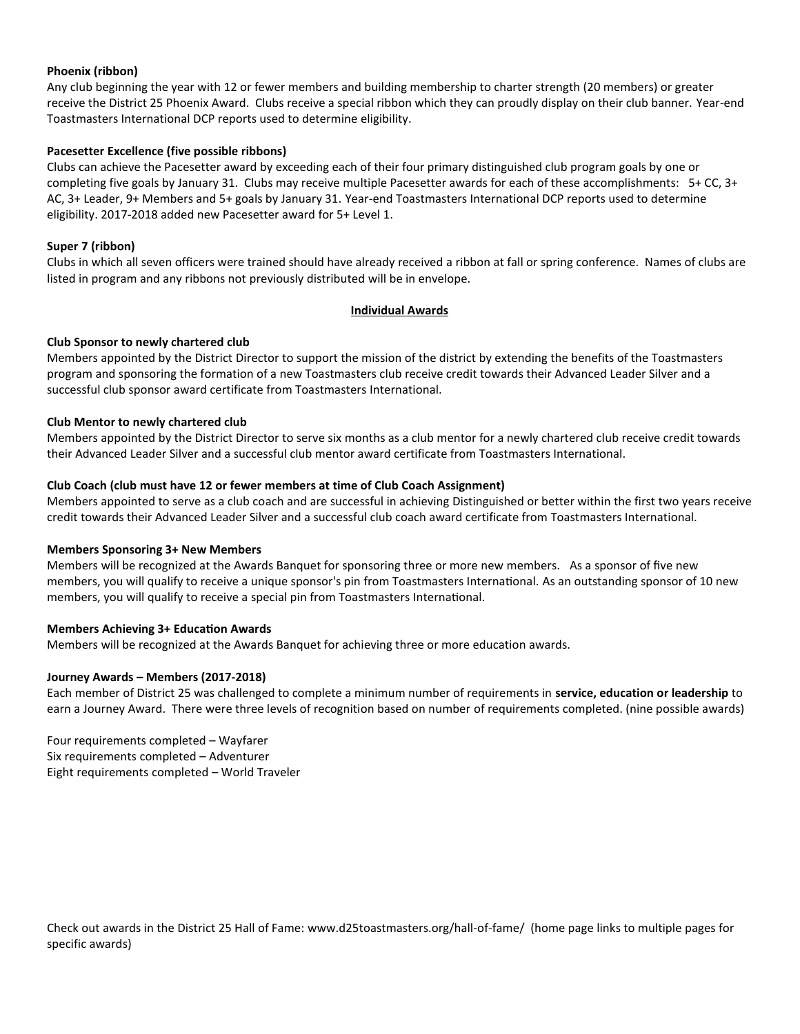**Phoenix (ribbon)**
Any club beginning the year with 12 or fewer members and building membership to charter strength (20 members) or greater receive the District 25 Phoenix Award. Clubs receive a special ribbon which they can proudly display on their club banner. Year-end Toastmasters International DCP reports used to determine eligibility.

**Pacesetter Excellence (five possible ribbons)**
Clubs can achieve the Pacesetter award by exceeding each of their four primary distinguished club program goals by one or completing five goals by January 31. Clubs may receive multiple Pacesetter awards for each of these accomplishments: 5+ CC, 3+ AC, 3+ Leader, 9+ Members and 5+ goals by January 31. Year-end Toastmasters International DCP reports used to determine eligibility. 2017-2018 added new Pacesetter award for 5+ Level 1.

**Super 7 (ribbon)**
Clubs in which all seven officers were trained should have already received a ribbon at fall or spring conference. Names of clubs are listed in program and any ribbons not previously distributed will be in envelope.

## Individual Awards

**Club Sponsor to newly chartered club**
Members appointed by the District Director to support the mission of the district by extending the benefits of the Toastmasters program and sponsoring the formation of a new Toastmasters club receive credit towards their Advanced Leader Silver and a successful club sponsor award certificate from Toastmasters International.

**Club Mentor to newly chartered club**
Members appointed by the District Director to serve six months as a club mentor for a newly chartered club receive credit towards their Advanced Leader Silver and a successful club mentor award certificate from Toastmasters International.

**Club Coach (club must have 12 or fewer members at time of Club Coach Assignment)**
Members appointed to serve as a club coach and are successful in achieving Distinguished or better within the first two years receive credit towards their Advanced Leader Silver and a successful club coach award certificate from Toastmasters International.

**Members Sponsoring 3+ New Members**
Members will be recognized at the Awards Banquet for sponsoring three or more new members. As a sponsor of five new members, you will qualify to receive a unique sponsor's pin from Toastmasters International. As an outstanding sponsor of 10 new members, you will qualify to receive a special pin from Toastmasters International.

**Members Achieving 3+ Education Awards**
Members will be recognized at the Awards Banquet for achieving three or more education awards.

**Journey Awards – Members (2017-2018)**
Each member of District 25 was challenged to complete a minimum number of requirements in **service, education or leadership** to earn a Journey Award. There were three levels of recognition based on number of requirements completed. (nine possible awards)

Four requirements completed – Wayfarer
Six requirements completed – Adventurer
Eight requirements completed – World Traveler

Check out awards in the District 25 Hall of Fame: www.d25toastmasters.org/hall-of-fame/ (home page links to multiple pages for specific awards)